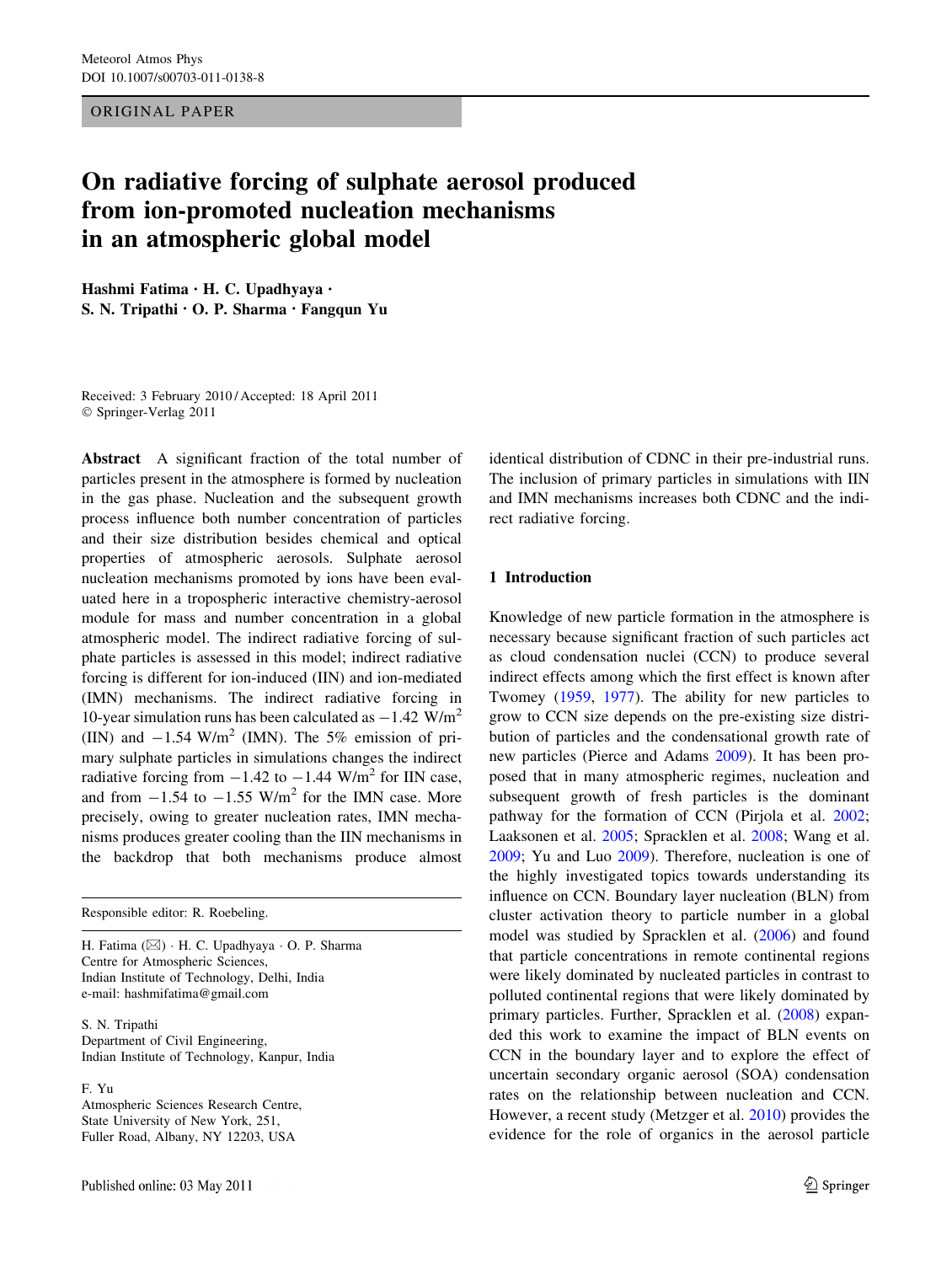ORIGINAL PAPER

# On radiative forcing of sulphate aerosol produced from ion-promoted nucleation mechanisms in an atmospheric global model

**Hashmi Fatima · H. C. Upadhyaya · S. N. Tripathi · O. P. Sharma · Fangqun Yu**

Received: 3 February 2010 / Accepted: 18 April 2011
© Springer-Verlag 2011

**Abstract** A significant fraction of the total number of particles present in the atmosphere is formed by nucleation in the gas phase. Nucleation and the subsequent growth process influence both number concentration of particles and their size distribution besides chemical and optical properties of atmospheric aerosols. Sulphate aerosol nucleation mechanisms promoted by ions have been evaluated here in a tropospheric interactive chemistry-aerosol module for mass and number concentration in a global atmospheric model. The indirect radiative forcing of sulphate particles is assessed in this model; indirect radiative forcing is different for ion-induced (IIN) and ion-mediated (IMN) mechanisms. The indirect radiative forcing in 10-year simulation runs has been calculated as $-1.42$ W/m$^2$ (IIN) and $-1.54$ W/m$^2$ (IMN). The 5% emission of primary sulphate particles in simulations changes the indirect radiative forcing from $-1.42$ to $-1.44$ W/m$^2$ for IIN case, and from $-1.54$ to $-1.55$ W/m$^2$ for the IMN case. More precisely, owing to greater nucleation rates, IMN mechanisms produces greater cooling than the IIN mechanisms in the backdrop that both mechanisms produce almost identical distribution of CDNC in their pre-industrial runs. The inclusion of primary particles in simulations with IIN and IMN mechanisms increases both CDNC and the indirect radiative forcing.

Responsible editor: R. Roebeling.

H. Fatima (✉) · H. C. Upadhyaya · O. P. Sharma
Centre for Atmospheric Sciences,
Indian Institute of Technology, Delhi, India
e-mail: hashmifatima@gmail.com

S. N. Tripathi
Department of Civil Engineering,
Indian Institute of Technology, Kanpur, India

F. Yu
Atmospheric Sciences Research Centre,
State University of New York, 251,
Fuller Road, Albany, NY 12203, USA

## 1 Introduction

Knowledge of new particle formation in the atmosphere is necessary because significant fraction of such particles act as cloud condensation nuclei (CCN) to produce several indirect effects among which the first effect is known after Twomey (1959, 1977). The ability for new particles to grow to CCN size depends on the pre-existing size distribution of particles and the condensational growth rate of new particles (Pierce and Adams 2009). It has been proposed that in many atmospheric regimes, nucleation and subsequent growth of fresh particles is the dominant pathway for the formation of CCN (Pirjola et al. 2002; Laaksonen et al. 2005; Spracklen et al. 2008; Wang et al. 2009; Yu and Luo 2009). Therefore, nucleation is one of the highly investigated topics towards understanding its influence on CCN. Boundary layer nucleation (BLN) from cluster activation theory to particle number in a global model was studied by Spracklen et al. (2006) and found that particle concentrations in remote continental regions were likely dominated by nucleated particles in contrast to polluted continental regions that were likely dominated by primary particles. Further, Spracklen et al. (2008) expanded this work to examine the impact of BLN events on CCN in the boundary layer and to explore the effect of uncertain secondary organic aerosol (SOA) condensation rates on the relationship between nucleation and CCN. However, a recent study (Metzger et al. 2010) provides the evidence for the role of organics in the aerosol particle

Published online: 03 May 2011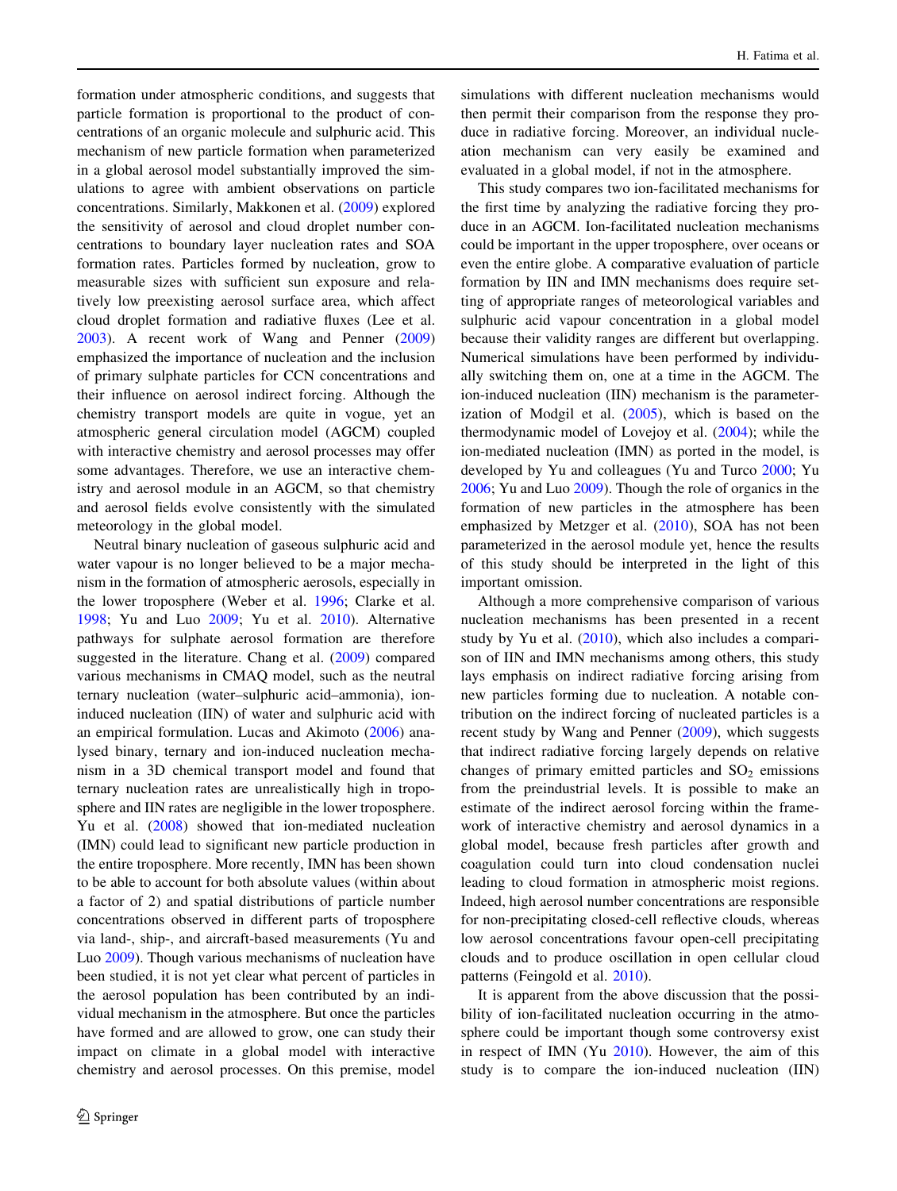formation under atmospheric conditions, and suggests that particle formation is proportional to the product of concentrations of an organic molecule and sulphuric acid. This mechanism of new particle formation when parameterized in a global aerosol model substantially improved the simulations to agree with ambient observations on particle concentrations. Similarly, Makkonen et al. (2009) explored the sensitivity of aerosol and cloud droplet number concentrations to boundary layer nucleation rates and SOA formation rates. Particles formed by nucleation, grow to measurable sizes with sufficient sun exposure and relatively low preexisting aerosol surface area, which affect cloud droplet formation and radiative fluxes (Lee et al. 2003). A recent work of Wang and Penner (2009) emphasized the importance of nucleation and the inclusion of primary sulphate particles for CCN concentrations and their influence on aerosol indirect forcing. Although the chemistry transport models are quite in vogue, yet an atmospheric general circulation model (AGCM) coupled with interactive chemistry and aerosol processes may offer some advantages. Therefore, we use an interactive chemistry and aerosol module in an AGCM, so that chemistry and aerosol fields evolve consistently with the simulated meteorology in the global model.

Neutral binary nucleation of gaseous sulphuric acid and water vapour is no longer believed to be a major mechanism in the formation of atmospheric aerosols, especially in the lower troposphere (Weber et al. 1996; Clarke et al. 1998; Yu and Luo 2009; Yu et al. 2010). Alternative pathways for sulphate aerosol formation are therefore suggested in the literature. Chang et al. (2009) compared various mechanisms in CMAQ model, such as the neutral ternary nucleation (water–sulphuric acid–ammonia), ion-induced nucleation (IIN) of water and sulphuric acid with an empirical formulation. Lucas and Akimoto (2006) analysed binary, ternary and ion-induced nucleation mechanism in a 3D chemical transport model and found that ternary nucleation rates are unrealistically high in troposphere and IIN rates are negligible in the lower troposphere. Yu et al. (2008) showed that ion-mediated nucleation (IMN) could lead to significant new particle production in the entire troposphere. More recently, IMN has been shown to be able to account for both absolute values (within about a factor of 2) and spatial distributions of particle number concentrations observed in different parts of troposphere via land-, ship-, and aircraft-based measurements (Yu and Luo 2009). Though various mechanisms of nucleation have been studied, it is not yet clear what percent of particles in the aerosol population has been contributed by an individual mechanism in the atmosphere. But once the particles have formed and are allowed to grow, one can study their impact on climate in a global model with interactive chemistry and aerosol processes. On this premise, model simulations with different nucleation mechanisms would then permit their comparison from the response they produce in radiative forcing. Moreover, an individual nucleation mechanism can very easily be examined and evaluated in a global model, if not in the atmosphere.

This study compares two ion-facilitated mechanisms for the first time by analyzing the radiative forcing they produce in an AGCM. Ion-facilitated nucleation mechanisms could be important in the upper troposphere, over oceans or even the entire globe. A comparative evaluation of particle formation by IIN and IMN mechanisms does require setting of appropriate ranges of meteorological variables and sulphuric acid vapour concentration in a global model because their validity ranges are different but overlapping. Numerical simulations have been performed by individually switching them on, one at a time in the AGCM. The ion-induced nucleation (IIN) mechanism is the parameterization of Modgil et al. (2005), which is based on the thermodynamic model of Lovejoy et al. (2004); while the ion-mediated nucleation (IMN) as ported in the model, is developed by Yu and colleagues (Yu and Turco 2000; Yu 2006; Yu and Luo 2009). Though the role of organics in the formation of new particles in the atmosphere has been emphasized by Metzger et al. (2010), SOA has not been parameterized in the aerosol module yet, hence the results of this study should be interpreted in the light of this important omission.

Although a more comprehensive comparison of various nucleation mechanisms has been presented in a recent study by Yu et al. (2010), which also includes a comparison of IIN and IMN mechanisms among others, this study lays emphasis on indirect radiative forcing arising from new particles forming due to nucleation. A notable contribution on the indirect forcing of nucleated particles is a recent study by Wang and Penner (2009), which suggests that indirect radiative forcing largely depends on relative changes of primary emitted particles and $SO_2$ emissions from the preindustrial levels. It is possible to make an estimate of the indirect aerosol forcing within the framework of interactive chemistry and aerosol dynamics in a global model, because fresh particles after growth and coagulation could turn into cloud condensation nuclei leading to cloud formation in atmospheric moist regions. Indeed, high aerosol number concentrations are responsible for non-precipitating closed-cell reflective clouds, whereas low aerosol concentrations favour open-cell precipitating clouds and to produce oscillation in open cellular cloud patterns (Feingold et al. 2010).

It is apparent from the above discussion that the possibility of ion-facilitated nucleation occurring in the atmosphere could be important though some controversy exist in respect of IMN (Yu 2010). However, the aim of this study is to compare the ion-induced nucleation (IIN)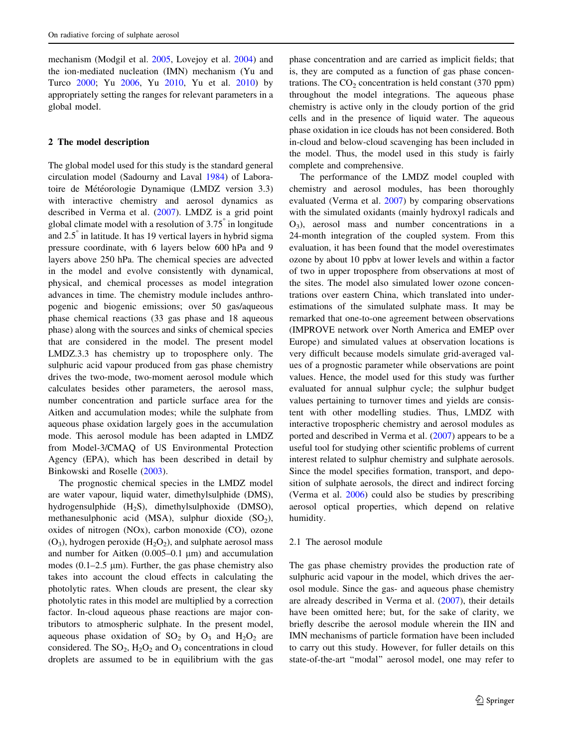mechanism (Modgil et al. 2005, Lovejoy et al. 2004) and the ion-mediated nucleation (IMN) mechanism (Yu and Turco 2000; Yu 2006, Yu 2010, Yu et al. 2010) by appropriately setting the ranges for relevant parameters in a global model.

## 2 The model description

The global model used for this study is the standard general circulation model (Sadourny and Laval 1984) of Laboratoire de Météorologie Dynamique (LMDZ version 3.3) with interactive chemistry and aerosol dynamics as described in Verma et al. (2007). LMDZ is a grid point global climate model with a resolution of 3.75° in longitude and 2.5° in latitude. It has 19 vertical layers in hybrid sigma pressure coordinate, with 6 layers below 600 hPa and 9 layers above 250 hPa. The chemical species are advected in the model and evolve consistently with dynamical, physical, and chemical processes as model integration advances in time. The chemistry module includes anthropogenic and biogenic emissions; over 50 gas/aqueous phase chemical reactions (33 gas phase and 18 aqueous phase) along with the sources and sinks of chemical species that are considered in the model. The present model LMDZ.3.3 has chemistry up to troposphere only. The sulphuric acid vapour produced from gas phase chemistry drives the two-mode, two-moment aerosol module which calculates besides other parameters, the aerosol mass, number concentration and particle surface area for the Aitken and accumulation modes; while the sulphate from aqueous phase oxidation largely goes in the accumulation mode. This aerosol module has been adapted in LMDZ from Model-3/CMAQ of US Environmental Protection Agency (EPA), which has been described in detail by Binkowski and Roselle (2003).

The prognostic chemical species in the LMDZ model are water vapour, liquid water, dimethylsulphide (DMS), hydrogensulphide ($H_2S$), dimethylsulphoxide (DMSO), methanesulphonic acid (MSA), sulphur dioxide ($SO_2$), oxides of nitrogen (NOx), carbon monoxide (CO), ozone ($O_3$), hydrogen peroxide ($H_2O_2$), and sulphate aerosol mass and number for Aitken (0.005–0.1 μm) and accumulation modes (0.1–2.5 μm). Further, the gas phase chemistry also takes into account the cloud effects in calculating the photolytic rates. When clouds are present, the clear sky photolytic rates in this model are multiplied by a correction factor. In-cloud aqueous phase reactions are major contributors to atmospheric sulphate. In the present model, aqueous phase oxidation of $SO_2$ by $O_3$ and $H_2O_2$ are considered. The $SO_2$, $H_2O_2$ and $O_3$ concentrations in cloud droplets are assumed to be in equilibrium with the gas phase concentration and are carried as implicit fields; that is, they are computed as a function of gas phase concentrations. The $CO_2$ concentration is held constant (370 ppm) throughout the model integrations. The aqueous phase chemistry is active only in the cloudy portion of the grid cells and in the presence of liquid water. The aqueous phase oxidation in ice clouds has not been considered. Both in-cloud and below-cloud scavenging has been included in the model. Thus, the model used in this study is fairly complete and comprehensive.

The performance of the LMDZ model coupled with chemistry and aerosol modules, has been thoroughly evaluated (Verma et al. 2007) by comparing observations with the simulated oxidants (mainly hydroxyl radicals and $O_3$), aerosol mass and number concentrations in a 24-month integration of the coupled system. From this evaluation, it has been found that the model overestimates ozone by about 10 ppbv at lower levels and within a factor of two in upper troposphere from observations at most of the sites. The model also simulated lower ozone concentrations over eastern China, which translated into underestimations of the simulated sulphate mass. It may be remarked that one-to-one agreement between observations (IMPROVE network over North America and EMEP over Europe) and simulated values at observation locations is very difficult because models simulate grid-averaged values of a prognostic parameter while observations are point values. Hence, the model used for this study was further evaluated for annual sulphur cycle; the sulphur budget values pertaining to turnover times and yields are consistent with other modelling studies. Thus, LMDZ with interactive tropospheric chemistry and aerosol modules as ported and described in Verma et al. (2007) appears to be a useful tool for studying other scientific problems of current interest related to sulphur chemistry and sulphate aerosols. Since the model specifies formation, transport, and deposition of sulphate aerosols, the direct and indirect forcing (Verma et al. 2006) could also be studies by prescribing aerosol optical properties, which depend on relative humidity.

### 2.1 The aerosol module

The gas phase chemistry provides the production rate of sulphuric acid vapour in the model, which drives the aerosol module. Since the gas- and aqueous phase chemistry are already described in Verma et al. (2007), their details have been omitted here; but, for the sake of clarity, we briefly describe the aerosol module wherein the IIN and IMN mechanisms of particle formation have been included to carry out this study. However, for fuller details on this state-of-the-art "modal" aerosol model, one may refer to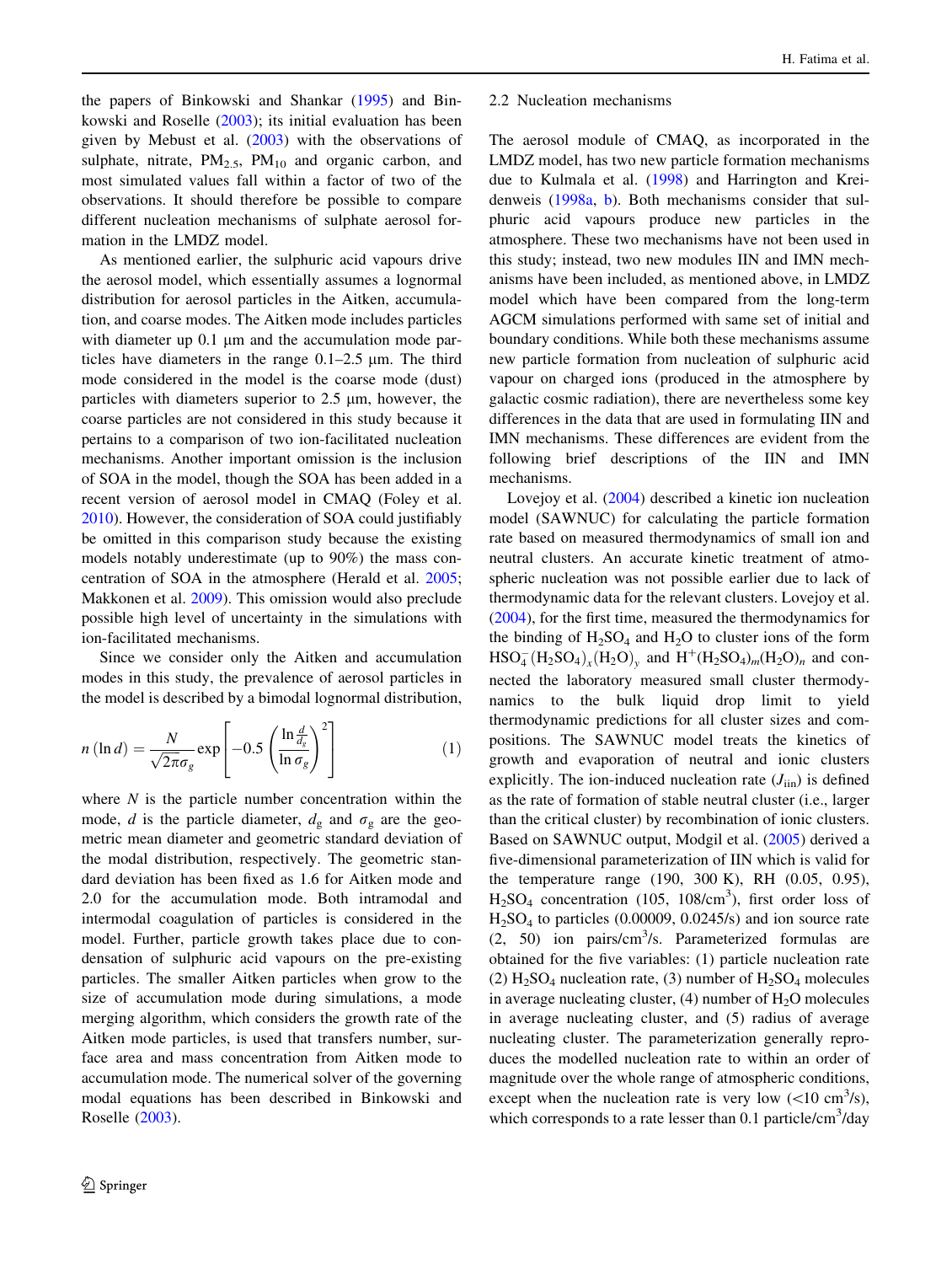the papers of Binkowski and Shankar (1995) and Binkowski and Roselle (2003); its initial evaluation has been given by Mebust et al. (2003) with the observations of sulphate, nitrate, $PM_{2.5}$, $PM_{10}$ and organic carbon, and most simulated values fall within a factor of two of the observations. It should therefore be possible to compare different nucleation mechanisms of sulphate aerosol formation in the LMDZ model.

As mentioned earlier, the sulphuric acid vapours drive the aerosol model, which essentially assumes a lognormal distribution for aerosol particles in the Aitken, accumulation, and coarse modes. The Aitken mode includes particles with diameter up 0.1 μm and the accumulation mode particles have diameters in the range 0.1–2.5 μm. The third mode considered in the model is the coarse mode (dust) particles with diameters superior to 2.5 μm, however, the coarse particles are not considered in this study because it pertains to a comparison of two ion-facilitated nucleation mechanisms. Another important omission is the inclusion of SOA in the model, though the SOA has been added in a recent version of aerosol model in CMAQ (Foley et al. 2010). However, the consideration of SOA could justifiably be omitted in this comparison study because the existing models notably underestimate (up to 90%) the mass concentration of SOA in the atmosphere (Herald et al. 2005; Makkonen et al. 2009). This omission would also preclude possible high level of uncertainty in the simulations with ion-facilitated mechanisms.

Since we consider only the Aitken and accumulation modes in this study, the prevalence of aerosol particles in the model is described by a bimodal lognormal distribution,

$$n(\ln d) = \frac{N}{\sqrt{2\pi}\sigma_g} \exp\left[-0.5\left(\frac{\ln \frac{d}{d_g}}{\ln \sigma_g}\right)^2\right] \tag{1}$$

where $N$ is the particle number concentration within the mode, $d$ is the particle diameter, $d_g$ and $\sigma_g$ are the geometric mean diameter and geometric standard deviation of the modal distribution, respectively. The geometric standard deviation has been fixed as 1.6 for Aitken mode and 2.0 for the accumulation mode. Both intramodal and intermodal coagulation of particles is considered in the model. Further, particle growth takes place due to condensation of sulphuric acid vapours on the pre-existing particles. The smaller Aitken particles when grow to the size of accumulation mode during simulations, a mode merging algorithm, which considers the growth rate of the Aitken mode particles, is used that transfers number, surface area and mass concentration from Aitken mode to accumulation mode. The numerical solver of the governing modal equations has been described in Binkowski and Roselle (2003).

## 2.2 Nucleation mechanisms

The aerosol module of CMAQ, as incorporated in the LMDZ model, has two new particle formation mechanisms due to Kulmala et al. (1998) and Harrington and Kreidenweis (1998a, b). Both mechanisms consider that sulphuric acid vapours produce new particles in the atmosphere. These two mechanisms have not been used in this study; instead, two new modules IIN and IMN mechanisms have been included, as mentioned above, in LMDZ model which have been compared from the long-term AGCM simulations performed with same set of initial and boundary conditions. While both these mechanisms assume new particle formation from nucleation of sulphuric acid vapour on charged ions (produced in the atmosphere by galactic cosmic radiation), there are nevertheless some key differences in the data that are used in formulating IIN and IMN mechanisms. These differences are evident from the following brief descriptions of the IIN and IMN mechanisms.

Lovejoy et al. (2004) described a kinetic ion nucleation model (SAWNUC) for calculating the particle formation rate based on measured thermodynamics of small ion and neutral clusters. An accurate kinetic treatment of atmospheric nucleation was not possible earlier due to lack of thermodynamic data for the relevant clusters. Lovejoy et al. (2004), for the first time, measured the thermodynamics for the binding of $H_2SO_4$ and $H_2O$ to cluster ions of the form $HSO_4^-(H_2SO_4)_x(H_2O)_y$ and $H^+(H_2SO_4)_m(H_2O)_n$ and connected the laboratory measured small cluster thermodynamics to the bulk liquid drop limit to yield thermodynamic predictions for all cluster sizes and compositions. The SAWNUC model treats the kinetics of growth and evaporation of neutral and ionic clusters explicitly. The ion-induced nucleation rate ($J_{iin}$) is defined as the rate of formation of stable neutral cluster (i.e., larger than the critical cluster) by recombination of ionic clusters. Based on SAWNUC output, Modgil et al. (2005) derived a five-dimensional parameterization of IIN which is valid for the temperature range (190, 300 K), RH (0.05, 0.95), $H_2SO_4$ concentration (105, 108/cm$^3$), first order loss of $H_2SO_4$ to particles (0.00009, 0.0245/s) and ion source rate (2, 50) ion pairs/cm$^3$/s. Parameterized formulas are obtained for the five variables: (1) particle nucleation rate (2) $H_2SO_4$ nucleation rate, (3) number of $H_2SO_4$ molecules in average nucleating cluster, (4) number of $H_2O$ molecules in average nucleating cluster, and (5) radius of average nucleating cluster. The parameterization generally reproduces the modelled nucleation rate to within an order of magnitude over the whole range of atmospheric conditions, except when the nucleation rate is very low (<10 cm$^3$/s), which corresponds to a rate lesser than 0.1 particle/cm$^3$/day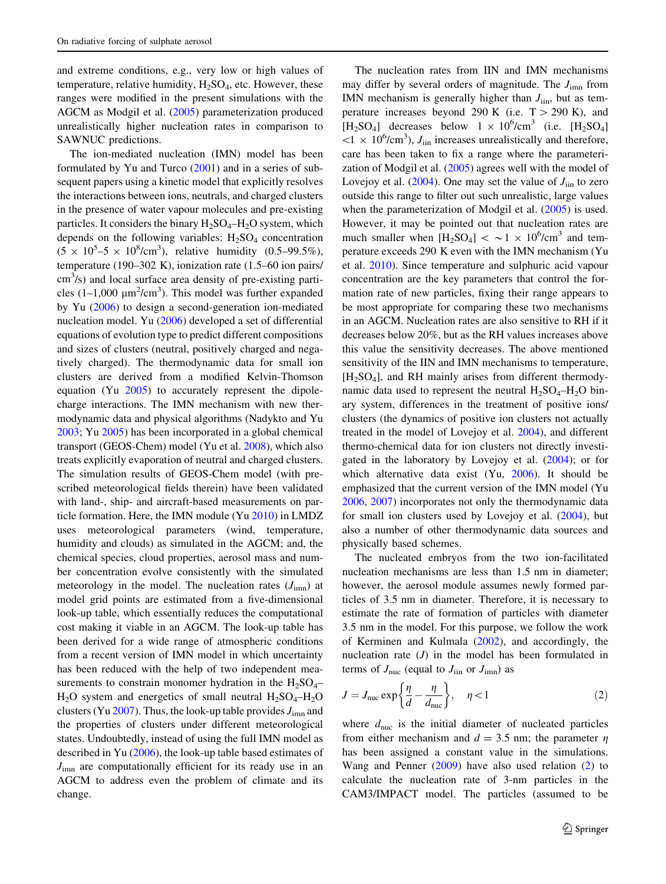and extreme conditions, e.g., very low or high values of temperature, relative humidity, $H_2SO_4$, etc. However, these ranges were modified in the present simulations with the AGCM as Modgil et al. (2005) parameterization produced unrealistically higher nucleation rates in comparison to SAWNUC predictions.

The ion-mediated nucleation (IMN) model has been formulated by Yu and Turco (2001) and in a series of subsequent papers using a kinetic model that explicitly resolves the interactions between ions, neutrals, and charged clusters in the presence of water vapour molecules and pre-existing particles. It considers the binary $H_2SO_4$–$H_2O$ system, which depends on the following variables: $H_2SO_4$ concentration ($5 \times 10^5$–$5 \times 10^8$/cm$^3$), relative humidity (0.5–99.5%), temperature (190–302 K), ionization rate (1.5–60 ion pairs/cm$^3$/s) and local surface area density of pre-existing particles (1–1,000 μm$^2$/cm$^3$). This model was further expanded by Yu (2006) to design a second-generation ion-mediated nucleation model. Yu (2006) developed a set of differential equations of evolution type to predict different compositions and sizes of clusters (neutral, positively charged and negatively charged). The thermodynamic data for small ion clusters are derived from a modified Kelvin-Thomson equation (Yu 2005) to accurately represent the dipole-charge interactions. The IMN mechanism with new thermodynamic data and physical algorithms (Nadykto and Yu 2003; Yu 2005) has been incorporated in a global chemical transport (GEOS-Chem) model (Yu et al. 2008), which also treats explicitly evaporation of neutral and charged clusters. The simulation results of GEOS-Chem model (with prescribed meteorological fields therein) have been validated with land-, ship- and aircraft-based measurements on particle formation. Here, the IMN module (Yu 2010) in LMDZ uses meteorological parameters (wind, temperature, humidity and clouds) as simulated in the AGCM; and, the chemical species, cloud properties, aerosol mass and number concentration evolve consistently with the simulated meteorology in the model. The nucleation rates ($J_{imn}$) at model grid points are estimated from a five-dimensional look-up table, which essentially reduces the computational cost making it viable in an AGCM. The look-up table has been derived for a wide range of atmospheric conditions from a recent version of IMN model in which uncertainty has been reduced with the help of two independent measurements to constrain monomer hydration in the $H_2SO_4$–$H_2O$ system and energetics of small neutral $H_2SO_4$–$H_2O$ clusters (Yu 2007). Thus, the look-up table provides $J_{imn}$ and the properties of clusters under different meteorological states. Undoubtedly, instead of using the full IMN model as described in Yu (2006), the look-up table based estimates of $J_{imn}$ are computationally efficient for its ready use in an AGCM to address even the problem of climate and its change.

The nucleation rates from IIN and IMN mechanisms may differ by several orders of magnitude. The $J_{imn}$ from IMN mechanism is generally higher than $J_{iin}$, but as temperature increases beyond 290 K (i.e. T > 290 K), and [$H_2SO_4$] decreases below $1 \times 10^6$/cm$^3$ (i.e. [$H_2SO_4$] $<1 \times 10^6$/cm$^3$), $J_{iin}$ increases unrealistically and therefore, care has been taken to fix a range where the parameterization of Modgil et al. (2005) agrees well with the model of Lovejoy et al. (2004). One may set the value of $J_{iin}$ to zero outside this range to filter out such unrealistic, large values when the parameterization of Modgil et al. (2005) is used. However, it may be pointed out that nucleation rates are much smaller when [$H_2SO_4$] $< \sim 1 \times 10^6$/cm$^3$ and temperature exceeds 290 K even with the IMN mechanism (Yu et al. 2010). Since temperature and sulphuric acid vapour concentration are the key parameters that control the formation rate of new particles, fixing their range appears to be most appropriate for comparing these two mechanisms in an AGCM. Nucleation rates are also sensitive to RH if it decreases below 20%, but as the RH values increases above this value the sensitivity decreases. The above mentioned sensitivity of the IIN and IMN mechanisms to temperature, [$H_2SO_4$], and RH mainly arises from different thermodynamic data used to represent the neutral $H_2SO_4$–$H_2O$ binary system, differences in the treatment of positive ions/clusters (the dynamics of positive ion clusters not actually treated in the model of Lovejoy et al. 2004), and different thermo-chemical data for ion clusters not directly investigated in the laboratory by Lovejoy et al. (2004); or for which alternative data exist (Yu, 2006). It should be emphasized that the current version of the IMN model (Yu 2006, 2007) incorporates not only the thermodynamic data for small ion clusters used by Lovejoy et al. (2004), but also a number of other thermodynamic data sources and physically based schemes.

The nucleated embryos from the two ion-facilitated nucleation mechanisms are less than 1.5 nm in diameter; however, the aerosol module assumes newly formed particles of 3.5 nm in diameter. Therefore, it is necessary to estimate the rate of formation of particles with diameter 3.5 nm in the model. For this purpose, we follow the work of Kerminen and Kulmala (2002), and accordingly, the nucleation rate ($J$) in the model has been formulated in terms of $J_{nuc}$ (equal to $J_{iin}$ or $J_{imn}$) as

$$J = J_{nuc} \exp\left\{\frac{\eta}{d} - \frac{\eta}{d_{nuc}}\right\}, \quad \eta < 1 \qquad (2)$$

where $d_{nuc}$ is the initial diameter of nucleated particles from either mechanism and $d = 3.5$ nm; the parameter $\eta$ has been assigned a constant value in the simulations. Wang and Penner (2009) have also used relation (2) to calculate the nucleation rate of 3-nm particles in the CAM3/IMPACT model. The particles (assumed to be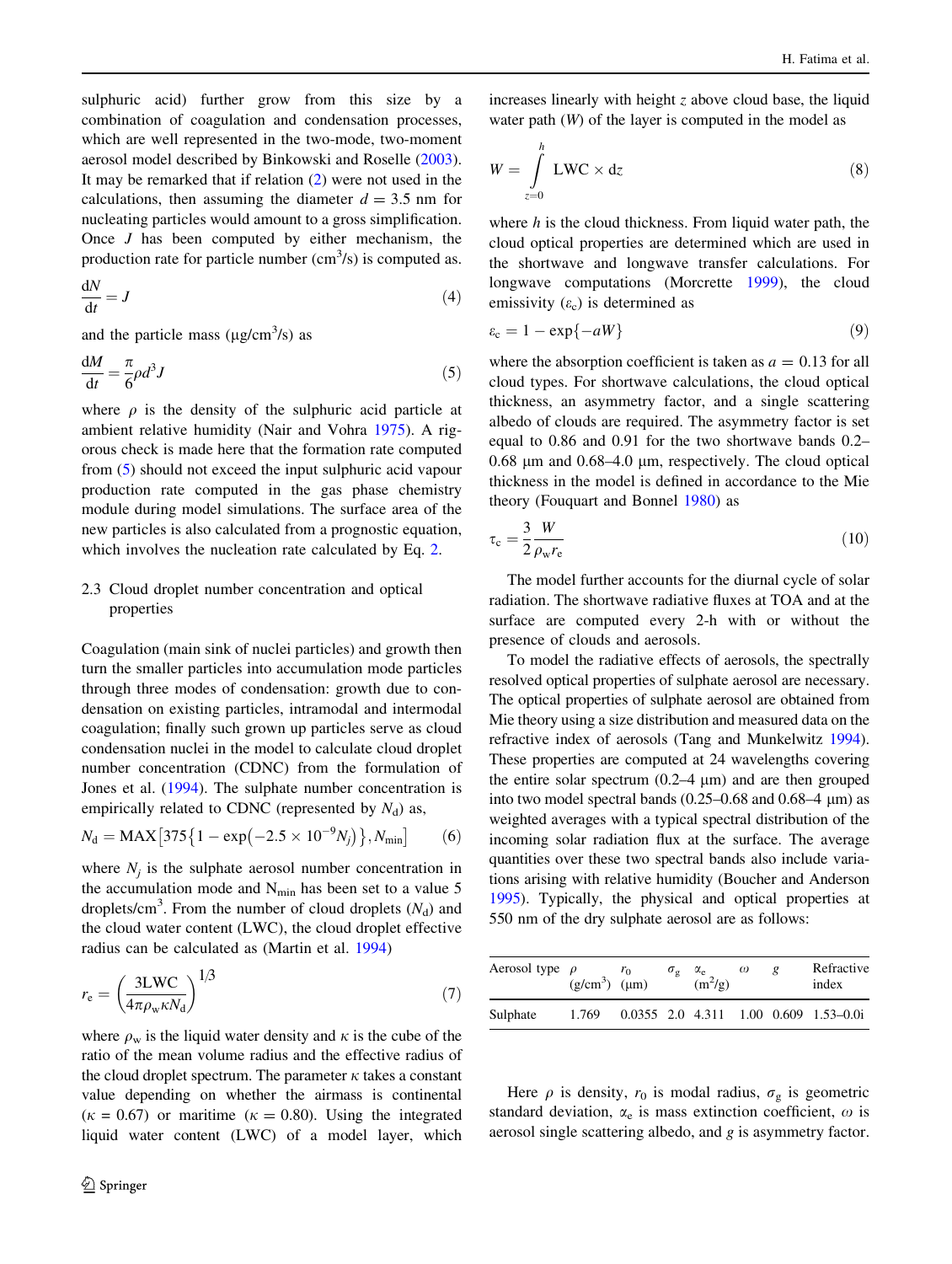sulphuric acid) further grow from this size by a combination of coagulation and condensation processes, which are well represented in the two-mode, two-moment aerosol model described by Binkowski and Roselle (2003). It may be remarked that if relation (2) were not used in the calculations, then assuming the diameter $d = 3.5$ nm for nucleating particles would amount to a gross simplification. Once $J$ has been computed by either mechanism, the production rate for particle number (cm$^3$/s) is computed as.

$$\frac{dN}{dt} = J \tag{4}$$

and the particle mass (μg/cm$^3$/s) as

$$\frac{dM}{dt} = \frac{\pi}{6}\rho d^3 J \tag{5}$$

where $\rho$ is the density of the sulphuric acid particle at ambient relative humidity (Nair and Vohra 1975). A rigorous check is made here that the formation rate computed from (5) should not exceed the input sulphuric acid vapour production rate computed in the gas phase chemistry module during model simulations. The surface area of the new particles is also calculated from a prognostic equation, which involves the nucleation rate calculated by Eq. 2.

### 2.3 Cloud droplet number concentration and optical properties

Coagulation (main sink of nuclei particles) and growth then turn the smaller particles into accumulation mode particles through three modes of condensation: growth due to condensation on existing particles, intramodal and intermodal coagulation; finally such grown up particles serve as cloud condensation nuclei in the model to calculate cloud droplet number concentration (CDNC) from the formulation of Jones et al. (1994). The sulphate number concentration is empirically related to CDNC (represented by $N_d$) as,

$$N_d = \mathrm{MAX}\left[375\left\{1 - \exp\left(-2.5 \times 10^{-9} N_j\right)\right\}, N_{\min}\right] \tag{6}$$

where $N_j$ is the sulphate aerosol number concentration in the accumulation mode and $N_{\min}$ has been set to a value 5 droplets/cm$^3$. From the number of cloud droplets ($N_d$) and the cloud water content (LWC), the cloud droplet effective radius can be calculated as (Martin et al. 1994)

$$r_e = \left(\frac{3\mathrm{LWC}}{4\pi\rho_w \kappa N_d}\right)^{1/3} \tag{7}$$

where $\rho_w$ is the liquid water density and $\kappa$ is the cube of the ratio of the mean volume radius and the effective radius of the cloud droplet spectrum. The parameter $\kappa$ takes a constant value depending on whether the airmass is continental ($\kappa = 0.67$) or maritime ($\kappa = 0.80$). Using the integrated liquid water content (LWC) of a model layer, which increases linearly with height $z$ above cloud base, the liquid water path ($W$) of the layer is computed in the model as

$$W = \int_{z=0}^{h} \mathrm{LWC} \times dz \tag{8}$$

where $h$ is the cloud thickness. From liquid water path, the cloud optical properties are determined which are used in the shortwave and longwave transfer calculations. For longwave computations (Morcrette 1999), the cloud emissivity ($\varepsilon_c$) is determined as

$$\varepsilon_c = 1 - \exp\{-aW\} \tag{9}$$

where the absorption coefficient is taken as $a = 0.13$ for all cloud types. For shortwave calculations, the cloud optical thickness, an asymmetry factor, and a single scattering albedo of clouds are required. The asymmetry factor is set equal to 0.86 and 0.91 for the two shortwave bands 0.2–0.68 μm and 0.68–4.0 μm, respectively. The cloud optical thickness in the model is defined in accordance to the Mie theory (Fouquart and Bonnel 1980) as

$$\tau_c = \frac{3}{2}\frac{W}{\rho_w r_e} \tag{10}$$

The model further accounts for the diurnal cycle of solar radiation. The shortwave radiative fluxes at TOA and at the surface are computed every 2-h with or without the presence of clouds and aerosols.

To model the radiative effects of aerosols, the spectrally resolved optical properties of sulphate aerosol are necessary. The optical properties of sulphate aerosol are obtained from Mie theory using a size distribution and measured data on the refractive index of aerosols (Tang and Munkelwitz 1994). These properties are computed at 24 wavelengths covering the entire solar spectrum (0.2–4 μm) and are then grouped into two model spectral bands (0.25–0.68 and 0.68–4 μm) as weighted averages with a typical spectral distribution of the incoming solar radiation flux at the surface. The average quantities over these two spectral bands also include variations arising with relative humidity (Boucher and Anderson 1995). Typically, the physical and optical properties at 550 nm of the dry sulphate aerosol are as follows:

| Aerosol type | $\rho$ (g/cm$^3$) | $r_0$ (μm) | $\sigma_g$ | $\alpha_e$ (m$^2$/g) | $\omega$ | $g$ | Refractive index |
|---|---|---|---|---|---|---|---|
| Sulphate | 1.769 | 0.0355 | 2.0 | 4.311 | 1.00 | 0.609 | 1.53–0.0i |

Here $\rho$ is density, $r_0$ is modal radius, $\sigma_g$ is geometric standard deviation, $\alpha_e$ is mass extinction coefficient, $\omega$ is aerosol single scattering albedo, and $g$ is asymmetry factor.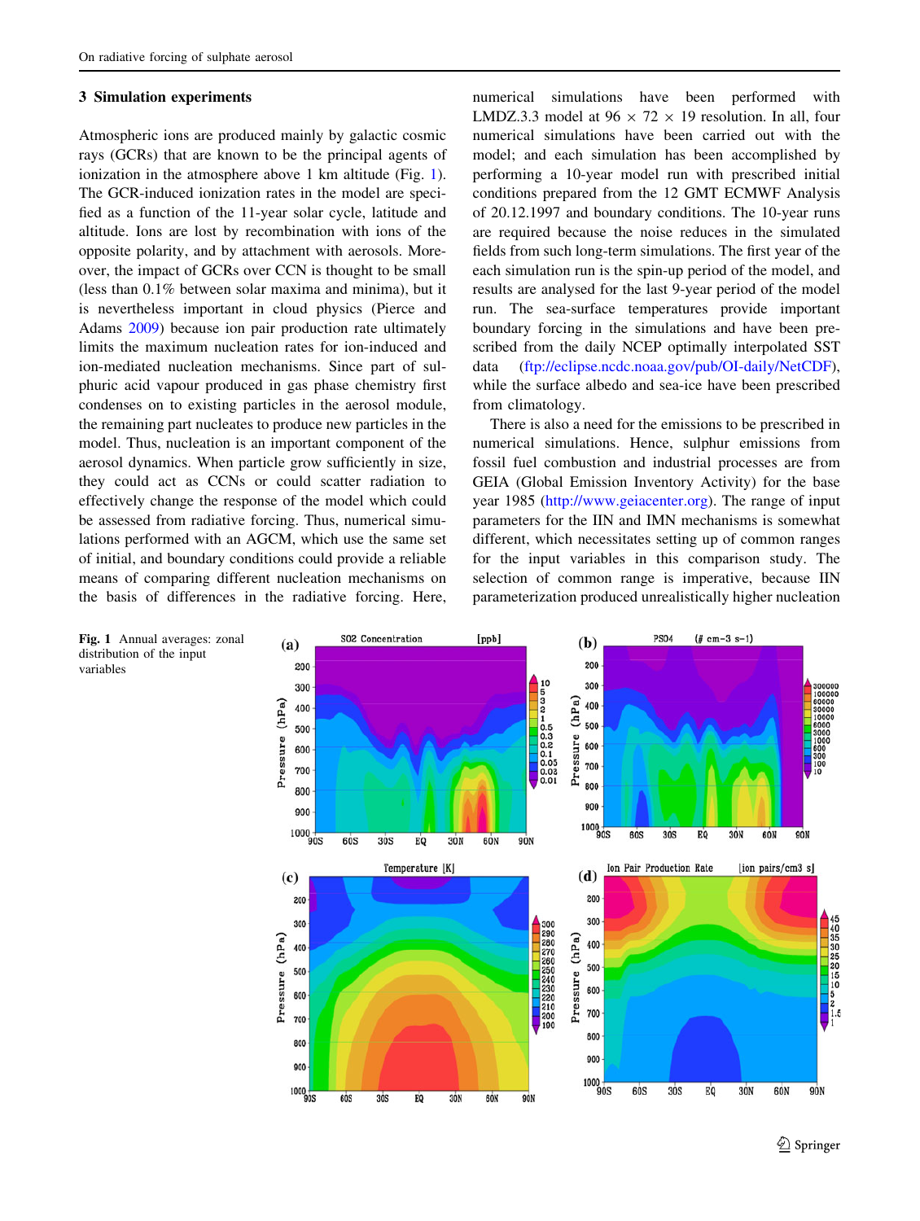## 3 Simulation experiments

Atmospheric ions are produced mainly by galactic cosmic rays (GCRs) that are known to be the principal agents of ionization in the atmosphere above 1 km altitude (Fig. 1). The GCR-induced ionization rates in the model are specified as a function of the 11-year solar cycle, latitude and altitude. Ions are lost by recombination with ions of the opposite polarity, and by attachment with aerosols. Moreover, the impact of GCRs over CCN is thought to be small (less than 0.1% between solar maxima and minima), but it is nevertheless important in cloud physics (Pierce and Adams 2009) because ion pair production rate ultimately limits the maximum nucleation rates for ion-induced and ion-mediated nucleation mechanisms. Since part of sulphuric acid vapour produced in gas phase chemistry first condenses on to existing particles in the aerosol module, the remaining part nucleates to produce new particles in the model. Thus, nucleation is an important component of the aerosol dynamics. When particle grow sufficiently in size, they could act as CCNs or could scatter radiation to effectively change the response of the model which could be assessed from radiative forcing. Thus, numerical simulations performed with an AGCM, which use the same set of initial, and boundary conditions could provide a reliable means of comparing different nucleation mechanisms on the basis of differences in the radiative forcing. Here, numerical simulations have been performed with LMDZ.3.3 model at 96 × 72 × 19 resolution. In all, four numerical simulations have been carried out with the model; and each simulation has been accomplished by performing a 10-year model run with prescribed initial conditions prepared from the 12 GMT ECMWF Analysis of 20.12.1997 and boundary conditions. The 10-year runs are required because the noise reduces in the simulated fields from such long-term simulations. The first year of the each simulation run is the spin-up period of the model, and results are analysed for the last 9-year period of the model run. The sea-surface temperatures provide important boundary forcing in the simulations and have been prescribed from the daily NCEP optimally interpolated SST data (ftp://eclipse.ncdc.noaa.gov/pub/OI-daily/NetCDF), while the surface albedo and sea-ice have been prescribed from climatology.

There is also a need for the emissions to be prescribed in numerical simulations. Hence, sulphur emissions from fossil fuel combustion and industrial processes are from GEIA (Global Emission Inventory Activity) for the base year 1985 (http://www.geiacenter.org). The range of input parameters for the IIN and IMN mechanisms is somewhat different, which necessitates setting up of common ranges for the input variables in this comparison study. The selection of common range is imperative, because IIN parameterization produced unrealistically higher nucleation

**Fig. 1** Annual averages: zonal distribution of the input variables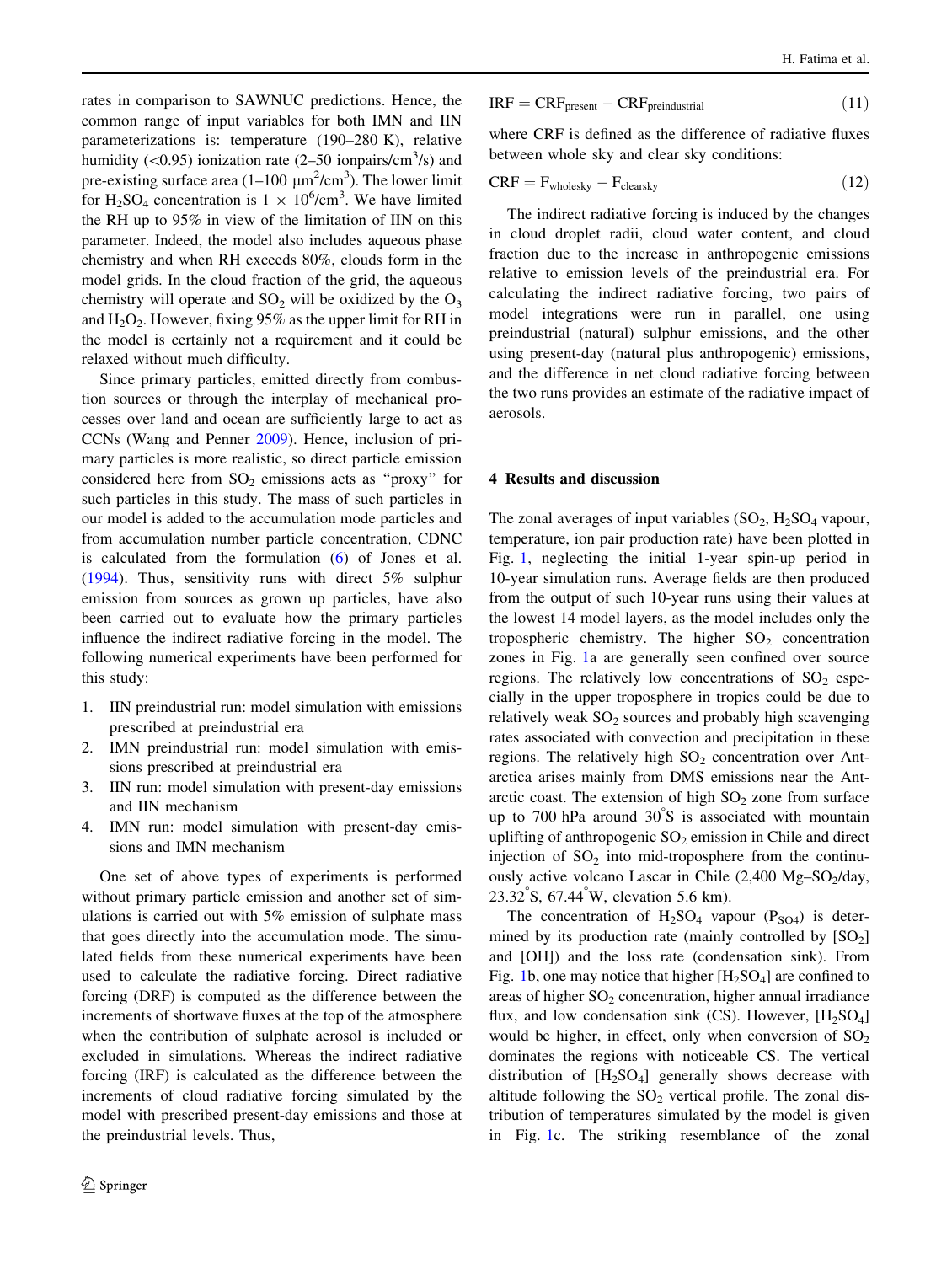rates in comparison to SAWNUC predictions. Hence, the common range of input variables for both IMN and IIN parameterizations is: temperature (190–280 K), relative humidity (<0.95) ionization rate (2–50 ionpairs/cm$^3$/s) and pre-existing surface area (1–100 μm$^2$/cm$^3$). The lower limit for $H_2SO_4$ concentration is $1 \times 10^6$/cm$^3$. We have limited the RH up to 95% in view of the limitation of IIN on this parameter. Indeed, the model also includes aqueous phase chemistry and when RH exceeds 80%, clouds form in the model grids. In the cloud fraction of the grid, the aqueous chemistry will operate and $SO_2$ will be oxidized by the $O_3$ and $H_2O_2$. However, fixing 95% as the upper limit for RH in the model is certainly not a requirement and it could be relaxed without much difficulty.

Since primary particles, emitted directly from combustion sources or through the interplay of mechanical processes over land and ocean are sufficiently large to act as CCNs (Wang and Penner 2009). Hence, inclusion of primary particles is more realistic, so direct particle emission considered here from $SO_2$ emissions acts as "proxy" for such particles in this study. The mass of such particles in our model is added to the accumulation mode particles and from accumulation number particle concentration, CDNC is calculated from the formulation (6) of Jones et al. (1994). Thus, sensitivity runs with direct 5% sulphur emission from sources as grown up particles, have also been carried out to evaluate how the primary particles influence the indirect radiative forcing in the model. The following numerical experiments have been performed for this study:

1. IIN preindustrial run: model simulation with emissions prescribed at preindustrial era
2. IMN preindustrial run: model simulation with emissions prescribed at preindustrial era
3. IIN run: model simulation with present-day emissions and IIN mechanism
4. IMN run: model simulation with present-day emissions and IMN mechanism

One set of above types of experiments is performed without primary particle emission and another set of simulations is carried out with 5% emission of sulphate mass that goes directly into the accumulation mode. The simulated fields from these numerical experiments have been used to calculate the radiative forcing. Direct radiative forcing (DRF) is computed as the difference between the increments of shortwave fluxes at the top of the atmosphere when the contribution of sulphate aerosol is included or excluded in simulations. Whereas the indirect radiative forcing (IRF) is calculated as the difference between the increments of cloud radiative forcing simulated by the model with prescribed present-day emissions and those at the preindustrial levels. Thus,

$$\mathrm{IRF} = \mathrm{CRF}_{\mathrm{present}} - \mathrm{CRF}_{\mathrm{preindustrial}} \tag{11}$$

where CRF is defined as the difference of radiative fluxes between whole sky and clear sky conditions:

$$\mathrm{CRF} = \mathrm{F}_{\mathrm{wholesky}} - \mathrm{F}_{\mathrm{clearsky}} \tag{12}$$

The indirect radiative forcing is induced by the changes in cloud droplet radii, cloud water content, and cloud fraction due to the increase in anthropogenic emissions relative to emission levels of the preindustrial era. For calculating the indirect radiative forcing, two pairs of model integrations were run in parallel, one using preindustrial (natural) sulphur emissions, and the other using present-day (natural plus anthropogenic) emissions, and the difference in net cloud radiative forcing between the two runs provides an estimate of the radiative impact of aerosols.

## 4 Results and discussion

The zonal averages of input variables ($SO_2$, $H_2SO_4$ vapour, temperature, ion pair production rate) have been plotted in Fig. 1, neglecting the initial 1-year spin-up period in 10-year simulation runs. Average fields are then produced from the output of such 10-year runs using their values at the lowest 14 model layers, as the model includes only the tropospheric chemistry. The higher $SO_2$ concentration zones in Fig. 1a are generally seen confined over source regions. The relatively low concentrations of $SO_2$ especially in the upper troposphere in tropics could be due to relatively weak $SO_2$ sources and probably high scavenging rates associated with convection and precipitation in these regions. The relatively high $SO_2$ concentration over Antarctica arises mainly from DMS emissions near the Antarctic coast. The extension of high $SO_2$ zone from surface up to 700 hPa around 30°S is associated with mountain uplifting of anthropogenic $SO_2$ emission in Chile and direct injection of $SO_2$ into mid-troposphere from the continuously active volcano Lascar in Chile (2,400 Mg–$SO_2$/day, 23.32°S, 67.44°W, elevation 5.6 km).

The concentration of $H_2SO_4$ vapour ($P_{SO4}$) is determined by its production rate (mainly controlled by [$SO_2$] and [OH]) and the loss rate (condensation sink). From Fig. 1b, one may notice that higher [$H_2SO_4$] are confined to areas of higher $SO_2$ concentration, higher annual irradiance flux, and low condensation sink (CS). However, [$H_2SO_4$] would be higher, in effect, only when conversion of $SO_2$ dominates the regions with noticeable CS. The vertical distribution of [$H_2SO_4$] generally shows decrease with altitude following the $SO_2$ vertical profile. The zonal distribution of temperatures simulated by the model is given in Fig. 1c. The striking resemblance of the zonal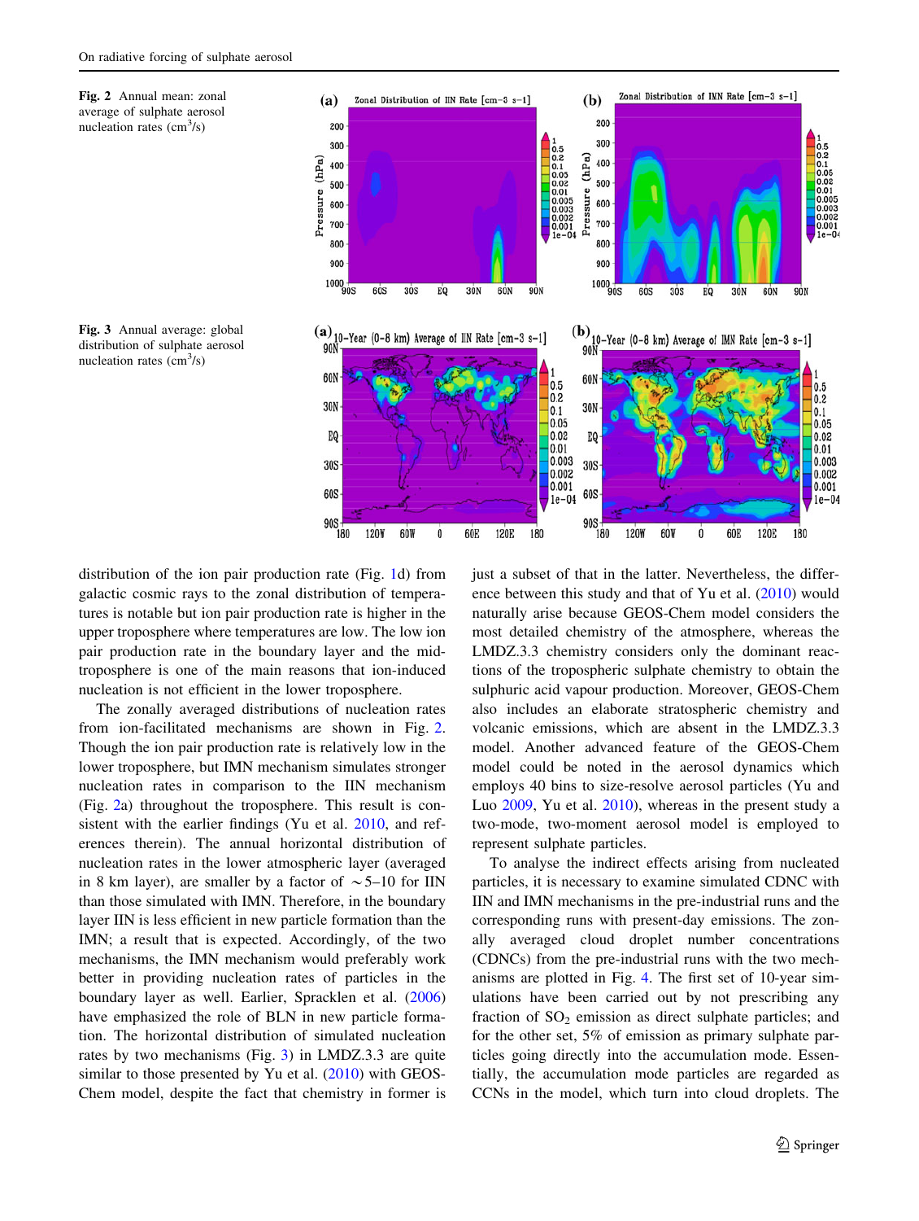Fig. 2 Annual mean: zonal average of sulphate aerosol nucleation rates ($cm^3$/s)

Fig. 3 Annual average: global distribution of sulphate aerosol nucleation rates ($cm^3$/s)

distribution of the ion pair production rate (Fig. 1d) from galactic cosmic rays to the zonal distribution of temperatures is notable but ion pair production rate is higher in the upper troposphere where temperatures are low. The low ion pair production rate in the boundary layer and the mid-troposphere is one of the main reasons that ion-induced nucleation is not efficient in the lower troposphere.

The zonally averaged distributions of nucleation rates from ion-facilitated mechanisms are shown in Fig. 2. Though the ion pair production rate is relatively low in the lower troposphere, but IMN mechanism simulates stronger nucleation rates in comparison to the IIN mechanism (Fig. 2a) throughout the troposphere. This result is consistent with the earlier findings (Yu et al. 2010, and references therein). The annual horizontal distribution of nucleation rates in the lower atmospheric layer (averaged in 8 km layer), are smaller by a factor of $\sim$5–10 for IIN than those simulated with IMN. Therefore, in the boundary layer IIN is less efficient in new particle formation than the IMN; a result that is expected. Accordingly, of the two mechanisms, the IMN mechanism would preferably work better in providing nucleation rates of particles in the boundary layer as well. Earlier, Spracklen et al. (2006) have emphasized the role of BLN in new particle formation. The horizontal distribution of simulated nucleation rates by two mechanisms (Fig. 3) in LMDZ.3.3 are quite similar to those presented by Yu et al. (2010) with GEOS-Chem model, despite the fact that chemistry in former is just a subset of that in the latter. Nevertheless, the difference between this study and that of Yu et al. (2010) would naturally arise because GEOS-Chem model considers the most detailed chemistry of the atmosphere, whereas the LMDZ.3.3 chemistry considers only the dominant reactions of the tropospheric sulphate chemistry to obtain the sulphuric acid vapour production. Moreover, GEOS-Chem also includes an elaborate stratospheric chemistry and volcanic emissions, which are absent in the LMDZ.3.3 model. Another advanced feature of the GEOS-Chem model could be noted in the aerosol dynamics which employs 40 bins to size-resolve aerosol particles (Yu and Luo 2009, Yu et al. 2010), whereas in the present study a two-mode, two-moment aerosol model is employed to represent sulphate particles.

To analyse the indirect effects arising from nucleated particles, it is necessary to examine simulated CDNC with IIN and IMN mechanisms in the pre-industrial runs and the corresponding runs with present-day emissions. The zonally averaged cloud droplet number concentrations (CDNCs) from the pre-industrial runs with the two mechanisms are plotted in Fig. 4. The first set of 10-year simulations have been carried out by not prescribing any fraction of $SO_2$ emission as direct sulphate particles; and for the other set, 5% of emission as primary sulphate particles going directly into the accumulation mode. Essentially, the accumulation mode particles are regarded as CCNs in the model, which turn into cloud droplets. The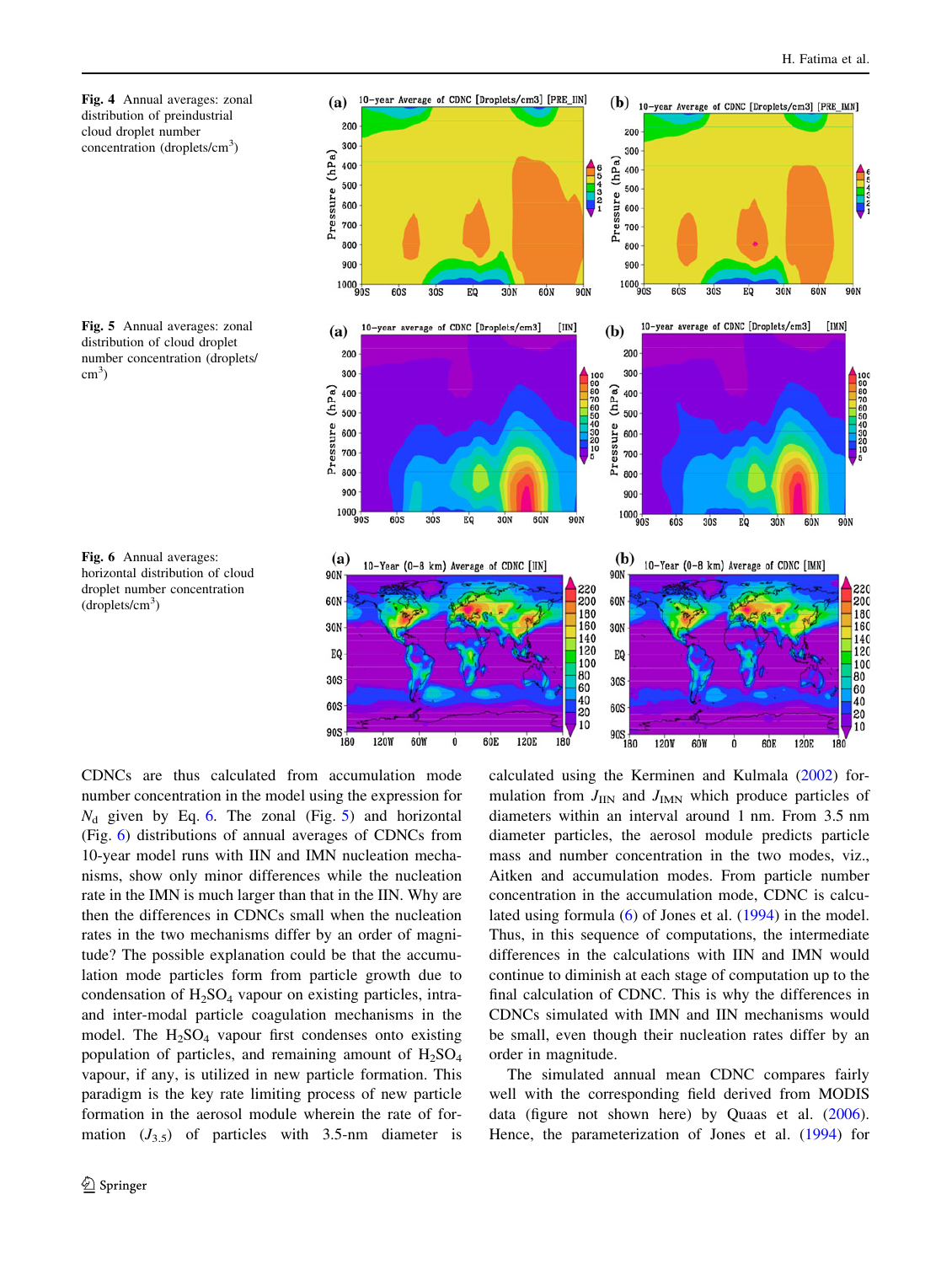**Fig. 4** Annual averages: zonal distribution of preindustrial cloud droplet number concentration (droplets/cm$^3$)

**Fig. 5** Annual averages: zonal distribution of cloud droplet number concentration (droplets/cm$^3$)

**Fig. 6** Annual averages: horizontal distribution of cloud droplet number concentration (droplets/cm$^3$)

CDNCs are thus calculated from accumulation mode number concentration in the model using the expression for $N_d$ given by Eq. 6. The zonal (Fig. 5) and horizontal (Fig. 6) distributions of annual averages of CDNCs from 10-year model runs with IIN and IMN nucleation mechanisms, show only minor differences while the nucleation rate in the IMN is much larger than that in the IIN. Why are then the differences in CDNCs small when the nucleation rates in the two mechanisms differ by an order of magnitude? The possible explanation could be that the accumulation mode particles form from particle growth due to condensation of $H_2SO_4$ vapour on existing particles, intra- and inter-modal particle coagulation mechanisms in the model. The $H_2SO_4$ vapour first condenses onto existing population of particles, and remaining amount of $H_2SO_4$ vapour, if any, is utilized in new particle formation. This paradigm is the key rate limiting process of new particle formation in the aerosol module wherein the rate of formation ($J_{3.5}$) of particles with 3.5-nm diameter is calculated using the Kerminen and Kulmala (2002) formulation from $J_{IIN}$ and $J_{IMN}$ which produce particles of diameters within an interval around 1 nm. From 3.5 nm diameter particles, the aerosol module predicts particle mass and number concentration in the two modes, viz., Aitken and accumulation modes. From particle number concentration in the accumulation mode, CDNC is calculated using formula (6) of Jones et al. (1994) in the model. Thus, in this sequence of computations, the intermediate differences in the calculations with IIN and IMN would continue to diminish at each stage of computation up to the final calculation of CDNC. This is why the differences in CDNCs simulated with IMN and IIN mechanisms would be small, even though their nucleation rates differ by an order in magnitude.

The simulated annual mean CDNC compares fairly well with the corresponding field derived from MODIS data (figure not shown here) by Quaas et al. (2006). Hence, the parameterization of Jones et al. (1994) for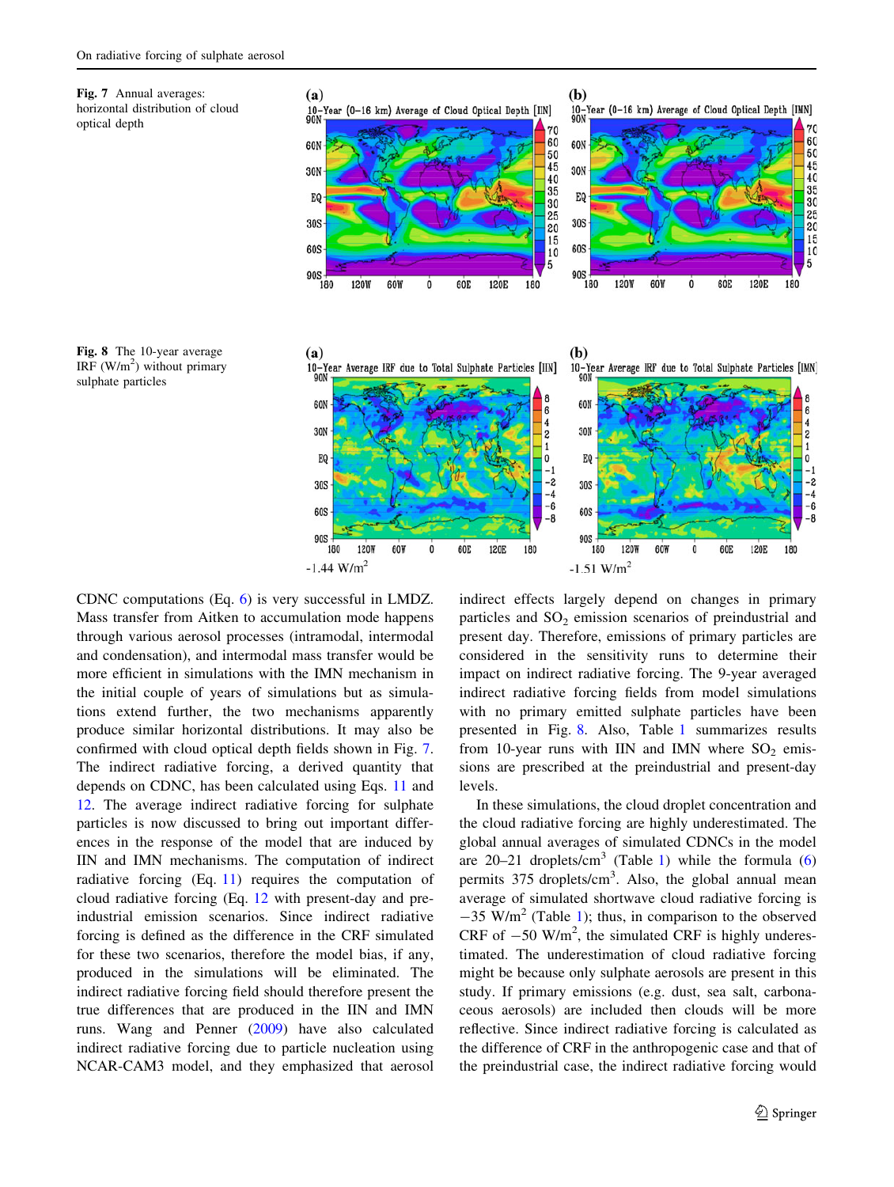**Fig. 7** Annual averages: horizontal distribution of cloud optical depth

**Fig. 8** The 10-year average IRF ($W/m^2$) without primary sulphate particles

CDNC computations (Eq. 6) is very successful in LMDZ. Mass transfer from Aitken to accumulation mode happens through various aerosol processes (intramodal, intermodal and condensation), and intermodal mass transfer would be more efficient in simulations with the IMN mechanism in the initial couple of years of simulations but as simulations extend further, the two mechanisms apparently produce similar horizontal distributions. It may also be confirmed with cloud optical depth fields shown in Fig. 7. The indirect radiative forcing, a derived quantity that depends on CDNC, has been calculated using Eqs. 11 and 12. The average indirect radiative forcing for sulphate particles is now discussed to bring out important differences in the response of the model that are induced by IIN and IMN mechanisms. The computation of indirect radiative forcing (Eq. 11) requires the computation of cloud radiative forcing (Eq. 12 with present-day and pre-industrial emission scenarios. Since indirect radiative forcing is defined as the difference in the CRF simulated for these two scenarios, therefore the model bias, if any, produced in the simulations will be eliminated. The indirect radiative forcing field should therefore present the true differences that are produced in the IIN and IMN runs. Wang and Penner (2009) have also calculated indirect radiative forcing due to particle nucleation using NCAR-CAM3 model, and they emphasized that aerosol indirect effects largely depend on changes in primary particles and $SO_2$ emission scenarios of preindustrial and present day. Therefore, emissions of primary particles are considered in the sensitivity runs to determine their impact on indirect radiative forcing. The 9-year averaged indirect radiative forcing fields from model simulations with no primary emitted sulphate particles have been presented in Fig. 8. Also, Table 1 summarizes results from 10-year runs with IIN and IMN where $SO_2$ emissions are prescribed at the preindustrial and present-day levels.

In these simulations, the cloud droplet concentration and the cloud radiative forcing are highly underestimated. The global annual averages of simulated CDNCs in the model are 20–21 droplets/$cm^3$ (Table 1) while the formula (6) permits 375 droplets/$cm^3$. Also, the global annual mean average of simulated shortwave cloud radiative forcing is $-35$ $W/m^2$ (Table 1); thus, in comparison to the observed CRF of $-50$ $W/m^2$, the simulated CRF is highly underestimated. The underestimation of cloud radiative forcing might be because only sulphate aerosols are present in this study. If primary emissions (e.g. dust, sea salt, carbonaceous aerosols) are included then clouds will be more reflective. Since indirect radiative forcing is calculated as the difference of CRF in the anthropogenic case and that of the preindustrial case, the indirect radiative forcing would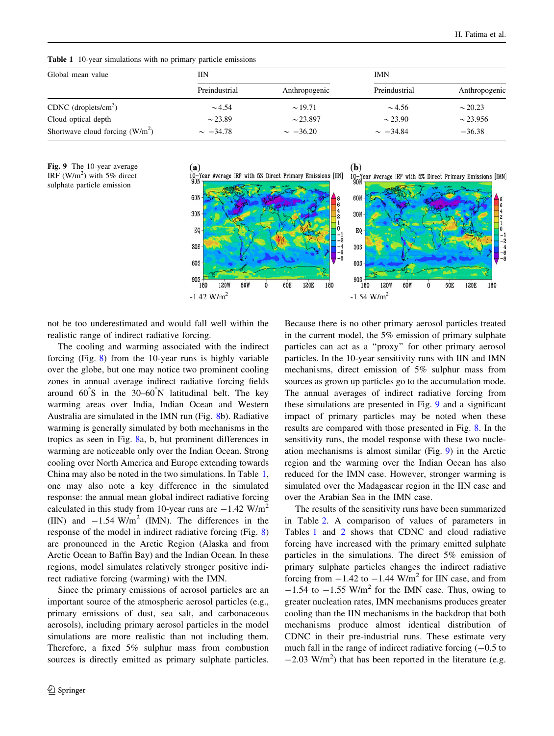**Table 1** 10-year simulations with no primary particle emissions

| Global mean value | IIN | | IMN | |
|---|---|---|---|---|
| | Preindustrial | Anthropogenic | Preindustrial | Anthropogenic |
| CDNC (droplets/cm$^3$) | ~4.54 | ~19.71 | ~4.56 | ~20.23 |
| Cloud optical depth | ~23.89 | ~23.897 | ~23.90 | ~23.956 |
| Shortwave cloud forcing (W/m$^2$) | ~ −34.78 | ~ −36.20 | ~ −34.84 | −36.38 |

**Fig. 9** The 10-year average IRF (W/m$^2$) with 5% direct sulphate particle emission

not be too underestimated and would fall well within the realistic range of indirect radiative forcing.

The cooling and warming associated with the indirect forcing (Fig. 8) from the 10-year runs is highly variable over the globe, but one may notice two prominent cooling zones in annual average indirect radiative forcing fields around 60°S in the 30–60°N latitudinal belt. The key warming areas over India, Indian Ocean and Western Australia are simulated in the IMN run (Fig. 8b). Radiative warming is generally simulated by both mechanisms in the tropics as seen in Fig. 8a, b, but prominent differences in warming are noticeable only over the Indian Ocean. Strong cooling over North America and Europe extending towards China may also be noted in the two simulations. In Table 1, one may also note a key difference in the simulated response: the annual mean global indirect radiative forcing calculated in this study from 10-year runs are −1.42 W/m$^2$ (IIN) and −1.54 W/m$^2$ (IMN). The differences in the response of the model in indirect radiative forcing (Fig. 8) are pronounced in the Arctic Region (Alaska and from Arctic Ocean to Baffin Bay) and the Indian Ocean. In these regions, model simulates relatively stronger positive indirect radiative forcing (warming) with the IMN.

Since the primary emissions of aerosol particles are an important source of the atmospheric aerosol particles (e.g., primary emissions of dust, sea salt, and carbonaceous aerosols), including primary aerosol particles in the model simulations are more realistic than not including them. Therefore, a fixed 5% sulphur mass from combustion sources is directly emitted as primary sulphate particles. Because there is no other primary aerosol particles treated in the current model, the 5% emission of primary sulphate particles can act as a "proxy" for other primary aerosol particles. In the 10-year sensitivity runs with IIN and IMN mechanisms, direct emission of 5% sulphur mass from sources as grown up particles go to the accumulation mode. The annual averages of indirect radiative forcing from these simulations are presented in Fig. 9 and a significant impact of primary particles may be noted when these results are compared with those presented in Fig. 8. In the sensitivity runs, the model response with these two nucleation mechanisms is almost similar (Fig. 9) in the Arctic region and the warming over the Indian Ocean has also reduced for the IMN case. However, stronger warming is simulated over the Madagascar region in the IIN case and over the Arabian Sea in the IMN case.

The results of the sensitivity runs have been summarized in Table 2. A comparison of values of parameters in Tables 1 and 2 shows that CDNC and cloud radiative forcing have increased with the primary emitted sulphate particles in the simulations. The direct 5% emission of primary sulphate particles changes the indirect radiative forcing from −1.42 to −1.44 W/m$^2$ for IIN case, and from −1.54 to −1.55 W/m$^2$ for the IMN case. Thus, owing to greater nucleation rates, IMN mechanisms produces greater cooling than the IIN mechanisms in the backdrop that both mechanisms produce almost identical distribution of CDNC in their pre-industrial runs. These estimate very much fall in the range of indirect radiative forcing (−0.5 to −2.03 W/m$^2$) that has been reported in the literature (e.g.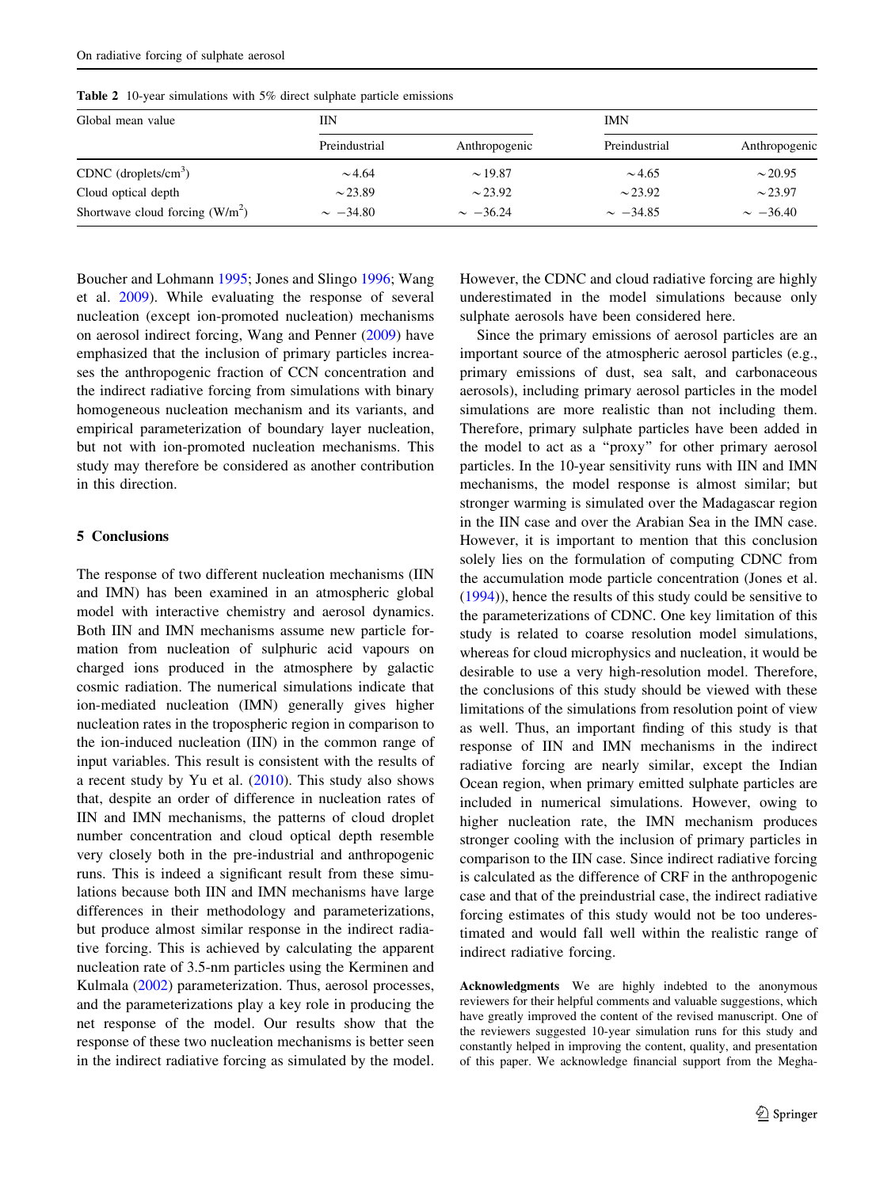**Table 2** 10-year simulations with 5% direct sulphate particle emissions

| Global mean value | IIN | | IMN | |
|---|---|---|---|---|
| | Preindustrial | Anthropogenic | Preindustrial | Anthropogenic |
| CDNC (droplets/cm$^3$) | ~4.64 | ~19.87 | ~4.65 | ~20.95 |
| Cloud optical depth | ~23.89 | ~23.92 | ~23.92 | ~23.97 |
| Shortwave cloud forcing (W/m$^2$) | ~ −34.80 | ~ −36.24 | ~ −34.85 | ~ −36.40 |

Boucher and Lohmann 1995; Jones and Slingo 1996; Wang et al. 2009). While evaluating the response of several nucleation (except ion-promoted nucleation) mechanisms on aerosol indirect forcing, Wang and Penner (2009) have emphasized that the inclusion of primary particles increases the anthropogenic fraction of CCN concentration and the indirect radiative forcing from simulations with binary homogeneous nucleation mechanism and its variants, and empirical parameterization of boundary layer nucleation, but not with ion-promoted nucleation mechanisms. This study may therefore be considered as another contribution in this direction.

## 5 Conclusions

The response of two different nucleation mechanisms (IIN and IMN) has been examined in an atmospheric global model with interactive chemistry and aerosol dynamics. Both IIN and IMN mechanisms assume new particle formation from nucleation of sulphuric acid vapours on charged ions produced in the atmosphere by galactic cosmic radiation. The numerical simulations indicate that ion-mediated nucleation (IMN) generally gives higher nucleation rates in the tropospheric region in comparison to the ion-induced nucleation (IIN) in the common range of input variables. This result is consistent with the results of a recent study by Yu et al. (2010). This study also shows that, despite an order of difference in nucleation rates of IIN and IMN mechanisms, the patterns of cloud droplet number concentration and cloud optical depth resemble very closely both in the pre-industrial and anthropogenic runs. This is indeed a significant result from these simulations because both IIN and IMN mechanisms have large differences in their methodology and parameterizations, but produce almost similar response in the indirect radiative forcing. This is achieved by calculating the apparent nucleation rate of 3.5-nm particles using the Kerminen and Kulmala (2002) parameterization. Thus, aerosol processes, and the parameterizations play a key role in producing the net response of the model. Our results show that the response of these two nucleation mechanisms is better seen in the indirect radiative forcing as simulated by the model. However, the CDNC and cloud radiative forcing are highly underestimated in the model simulations because only sulphate aerosols have been considered here.

Since the primary emissions of aerosol particles are an important source of the atmospheric aerosol particles (e.g., primary emissions of dust, sea salt, and carbonaceous aerosols), including primary aerosol particles in the model simulations are more realistic than not including them. Therefore, primary sulphate particles have been added in the model to act as a "proxy" for other primary aerosol particles. In the 10-year sensitivity runs with IIN and IMN mechanisms, the model response is almost similar; but stronger warming is simulated over the Madagascar region in the IIN case and over the Arabian Sea in the IMN case. However, it is important to mention that this conclusion solely lies on the formulation of computing CDNC from the accumulation mode particle concentration (Jones et al. (1994)), hence the results of this study could be sensitive to the parameterizations of CDNC. One key limitation of this study is related to coarse resolution model simulations, whereas for cloud microphysics and nucleation, it would be desirable to use a very high-resolution model. Therefore, the conclusions of this study should be viewed with these limitations of the simulations from resolution point of view as well. Thus, an important finding of this study is that response of IIN and IMN mechanisms in the indirect radiative forcing are nearly similar, except the Indian Ocean region, when primary emitted sulphate particles are included in numerical simulations. However, owing to higher nucleation rate, the IMN mechanism produces stronger cooling with the inclusion of primary particles in comparison to the IIN case. Since indirect radiative forcing is calculated as the difference of CRF in the anthropogenic case and that of the preindustrial case, the indirect radiative forcing estimates of this study would not be too underestimated and would fall well within the realistic range of indirect radiative forcing.

**Acknowledgments** We are highly indebted to the anonymous reviewers for their helpful comments and valuable suggestions, which have greatly improved the content of the revised manuscript. One of the reviewers suggested 10-year simulation runs for this study and constantly helped in improving the content, quality, and presentation of this paper. We acknowledge financial support from the Megha-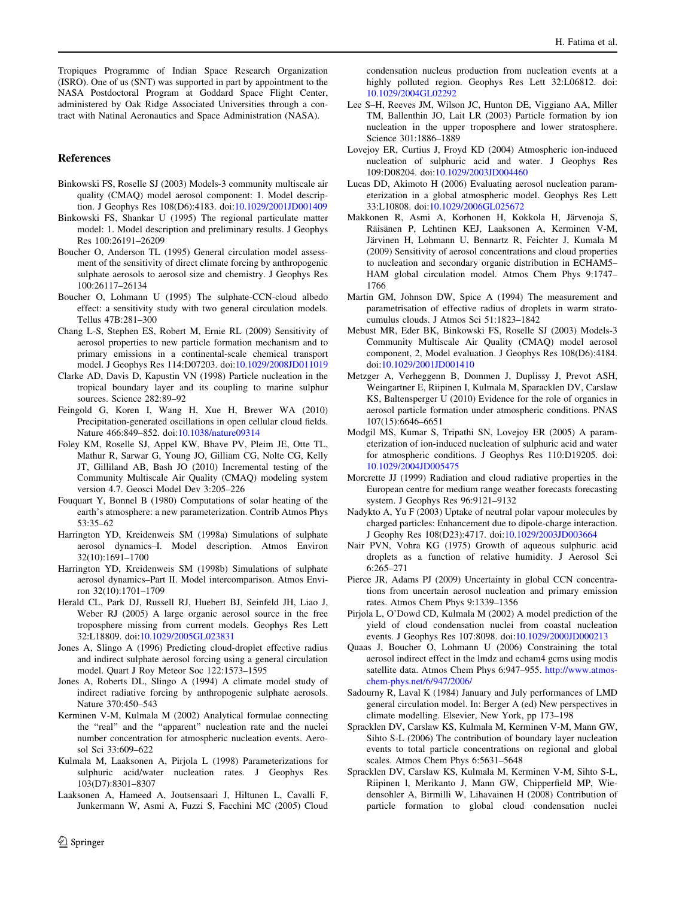Tropiques Programme of Indian Space Research Organization (ISRO). One of us (SNT) was supported in part by appointment to the NASA Postdoctoral Program at Goddard Space Flight Center, administered by Oak Ridge Associated Universities through a contract with Natinal Aeronautics and Space Administration (NASA).

## References

Binkowski FS, Roselle SJ (2003) Models-3 community multiscale air quality (CMAQ) model aerosol component: 1. Model description. J Geophys Res 108(D6):4183. doi:10.1029/2001JD001409

Binkowski FS, Shankar U (1995) The regional particulate matter model: 1. Model description and preliminary results. J Geophys Res 100:26191–26209

Boucher O, Anderson TL (1995) General circulation model assessment of the sensitivity of direct climate forcing by anthropogenic sulphate aerosols to aerosol size and chemistry. J Geophys Res 100:26117–26134

Boucher O, Lohmann U (1995) The sulphate-CCN-cloud albedo effect: a sensitivity study with two general circulation models. Tellus 47B:281–300

Chang L-S, Stephen ES, Robert M, Ernie RL (2009) Sensitivity of aerosol properties to new particle formation mechanism and to primary emissions in a continental-scale chemical transport model. J Geophys Res 114:D07203. doi:10.1029/2008JD011019

Clarke AD, Davis D, Kapustin VN (1998) Particle nucleation in the tropical boundary layer and its coupling to marine sulphur sources. Science 282:89–92

Feingold G, Koren I, Wang H, Xue H, Brewer WA (2010) Precipitation-generated oscillations in open cellular cloud fields. Nature 466:849–852. doi:10.1038/nature09314

Foley KM, Roselle SJ, Appel KW, Bhave PV, Pleim JE, Otte TL, Mathur R, Sarwar G, Young JO, Gilliam CG, Nolte CG, Kelly JT, Gilliland AB, Bash JO (2010) Incremental testing of the Community Multiscale Air Quality (CMAQ) modeling system version 4.7. Geosci Model Dev 3:205–226

Fouquart Y, Bonnel B (1980) Computations of solar heating of the earth's atmosphere: a new parameterization. Contrib Atmos Phys 53:35–62

Harrington YD, Kreidenweis SM (1998a) Simulations of sulphate aerosol dynamics–I. Model description. Atmos Environ 32(10):1691–1700

Harrington YD, Kreidenweis SM (1998b) Simulations of sulphate aerosol dynamics–Part II. Model intercomparison. Atmos Environ 32(10):1701–1709

Herald CL, Park DJ, Russell RJ, Huebert BJ, Seinfeld JH, Liao J, Weber RJ (2005) A large organic aerosol source in the free troposphere missing from current models. Geophys Res Lett 32:L18809. doi:10.1029/2005GL023831

Jones A, Slingo A (1996) Predicting cloud-droplet effective radius and indirect sulphate aerosol forcing using a general circulation model. Quart J Roy Meteor Soc 122:1573–1595

Jones A, Roberts DL, Slingo A (1994) A climate model study of indirect radiative forcing by anthropogenic sulphate aerosols. Nature 370:450–543

Kerminen V-M, Kulmala M (2002) Analytical formulae connecting the "real" and the "apparent" nucleation rate and the nuclei number concentration for atmospheric nucleation events. Aerosol Sci 33:609–622

Kulmala M, Laaksonen A, Pirjola L (1998) Parameterizations for sulphuric acid/water nucleation rates. J Geophys Res 103(D7):8301–8307

Laaksonen A, Hameed A, Joutsensaari J, Hiltunen L, Cavalli F, Junkermann W, Asmi A, Fuzzi S, Facchini MC (2005) Cloud condensation nucleus production from nucleation events at a highly polluted region. Geophys Res Lett 32:L06812. doi:10.1029/2004GL02292

Lee S–H, Reeves JM, Wilson JC, Hunton DE, Viggiano AA, Miller TM, Ballenthin JO, Lait LR (2003) Particle formation by ion nucleation in the upper troposphere and lower stratosphere. Science 301:1886–1889

Lovejoy ER, Curtius J, Froyd KD (2004) Atmospheric ion-induced nucleation of sulphuric acid and water. J Geophys Res 109:D08204. doi:10.1029/2003JD004460

Lucas DD, Akimoto H (2006) Evaluating aerosol nucleation parameterization in a global atmospheric model. Geophys Res Lett 33:L10808. doi:10.1029/2006GL025672

Makkonen R, Asmi A, Korhonen H, Kokkola H, Järvenoja S, Räisänen P, Lehtinen KEJ, Laaksonen A, Kerminen V-M, Järvinen H, Lohmann U, Bennartz R, Feichter J, Kumala M (2009) Sensitivity of aerosol concentrations and cloud properties to nucleation and secondary organic distribution in ECHAM5–HAM global circulation model. Atmos Chem Phys 9:1747–1766

Martin GM, Johnson DW, Spice A (1994) The measurement and parametrisation of effective radius of droplets in warm stratocumulus clouds. J Atmos Sci 51:1823–1842

Mebust MR, Eder BK, Binkowski FS, Roselle SJ (2003) Models-3 Community Multiscale Air Quality (CMAQ) model aerosol component, 2, Model evaluation. J Geophys Res 108(D6):4184. doi:10.1029/2001JD001410

Metzger A, Verheggenn B, Dommen J, Duplissy J, Prevot ASH, Weingartner E, Riipinen I, Kulmala M, Sparacklen DV, Carslaw KS, Baltensperger U (2010) Evidence for the role of organics in aerosol particle formation under atmospheric conditions. PNAS 107(15):6646–6651

Modgil MS, Kumar S, Tripathi SN, Lovejoy ER (2005) A parameterization of ion-induced nucleation of sulphuric acid and water for atmospheric conditions. J Geophys Res 110:D19205. doi:10.1029/2004JD005475

Morcrette JJ (1999) Radiation and cloud radiative properties in the European centre for medium range weather forecasts forecasting system. J Geophys Res 96:9121–9132

Nadykto A, Yu F (2003) Uptake of neutral polar vapour molecules by charged particles: Enhancement due to dipole-charge interaction. J Geophy Res 108(D23):4717. doi:10.1029/2003JD003664

Nair PVN, Vohra KG (1975) Growth of aqueous sulphuric acid droplets as a function of relative humidity. J Aerosol Sci 6:265–271

Pierce JR, Adams PJ (2009) Uncertainty in global CCN concentrations from uncertain aerosol nucleation and primary emission rates. Atmos Chem Phys 9:1339–1356

Pirjola L, O'Dowd CD, Kulmala M (2002) A model prediction of the yield of cloud condensation nuclei from coastal nucleation events. J Geophys Res 107:8098. doi:10.1029/2000JD000213

Quaas J, Boucher O, Lohmann U (2006) Constraining the total aerosol indirect effect in the lmdz and echam4 gcms using modis satellite data. Atmos Chem Phys 6:947–955. http://www.atmos-chem-phys.net/6/947/2006/

Sadourny R, Laval K (1984) January and July performances of LMD general circulation model. In: Berger A (ed) New perspectives in climate modelling. Elsevier, New York, pp 173–198

Spracklen DV, Carslaw KS, Kulmala M, Kerminen V-M, Mann GW, Sihto S-L (2006) The contribution of boundary layer nucleation events to total particle concentrations on regional and global scales. Atmos Chem Phys 6:5631–5648

Spracklen DV, Carslaw KS, Kulmala M, Kerminen V-M, Sihto S-L, Riipinen l, Merikanto J, Mann GW, Chipperfield MP, Wiedensohler A, Birmilli W, Lihavainen H (2008) Contribution of particle formation to global cloud condensation nuclei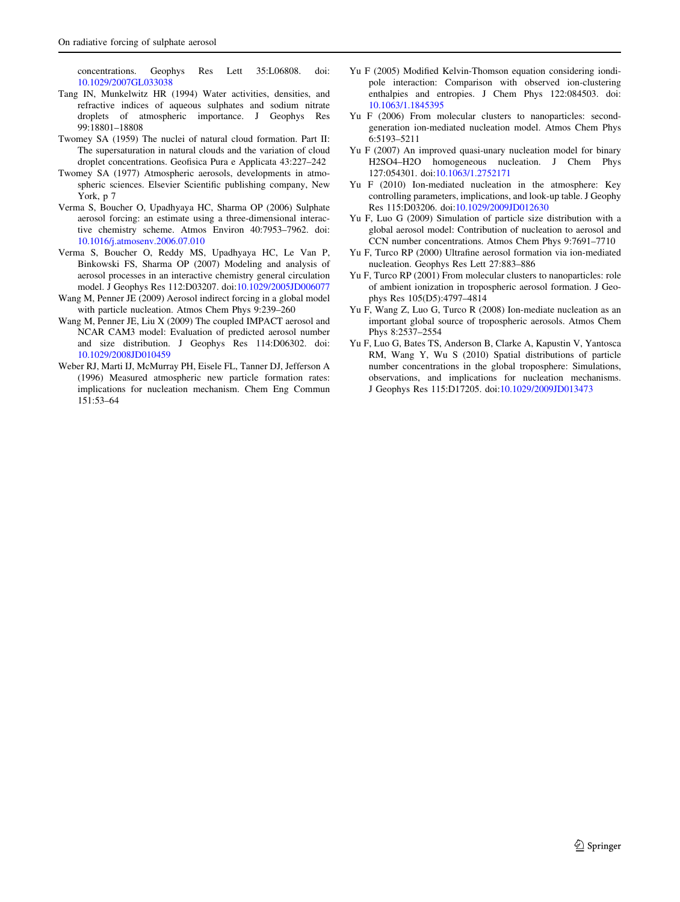concentrations. Geophys Res Lett 35:L06808. doi:10.1029/2007GL033038

Tang IN, Munkelwitz HR (1994) Water activities, densities, and refractive indices of aqueous sulphates and sodium nitrate droplets of atmospheric importance. J Geophys Res 99:18801–18808

Twomey SA (1959) The nuclei of natural cloud formation. Part II: The supersaturation in natural clouds and the variation of cloud droplet concentrations. Geofisica Pura e Applicata 43:227–242

Twomey SA (1977) Atmospheric aerosols, developments in atmospheric sciences. Elsevier Scientific publishing company, New York, p 7

Verma S, Boucher O, Upadhyaya HC, Sharma OP (2006) Sulphate aerosol forcing: an estimate using a three-dimensional interactive chemistry scheme. Atmos Environ 40:7953–7962. doi:10.1016/j.atmosenv.2006.07.010

Verma S, Boucher O, Reddy MS, Upadhyaya HC, Le Van P, Binkowski FS, Sharma OP (2007) Modeling and analysis of aerosol processes in an interactive chemistry general circulation model. J Geophys Res 112:D03207. doi:10.1029/2005JD006077

Wang M, Penner JE (2009) Aerosol indirect forcing in a global model with particle nucleation. Atmos Chem Phys 9:239–260

Wang M, Penner JE, Liu X (2009) The coupled IMPACT aerosol and NCAR CAM3 model: Evaluation of predicted aerosol number and size distribution. J Geophys Res 114:D06302. doi:10.1029/2008JD010459

Weber RJ, Marti IJ, McMurray PH, Eisele FL, Tanner DJ, Jefferson A (1996) Measured atmospheric new particle formation rates: implications for nucleation mechanism. Chem Eng Commun 151:53–64

Yu F (2005) Modified Kelvin-Thomson equation considering iondipole interaction: Comparison with observed ion-clustering enthalpies and entropies. J Chem Phys 122:084503. doi:10.1063/1.1845395

Yu F (2006) From molecular clusters to nanoparticles: second-generation ion-mediated nucleation model. Atmos Chem Phys 6:5193–5211

Yu F (2007) An improved quasi-unary nucleation model for binary H2SO4–H2O homogeneous nucleation. J Chem Phys 127:054301. doi:10.1063/1.2752171

Yu F (2010) Ion-mediated nucleation in the atmosphere: Key controlling parameters, implications, and look-up table. J Geophy Res 115:D03206. doi:10.1029/2009JD012630

Yu F, Luo G (2009) Simulation of particle size distribution with a global aerosol model: Contribution of nucleation to aerosol and CCN number concentrations. Atmos Chem Phys 9:7691–7710

Yu F, Turco RP (2000) Ultrafine aerosol formation via ion-mediated nucleation. Geophys Res Lett 27:883–886

Yu F, Turco RP (2001) From molecular clusters to nanoparticles: role of ambient ionization in tropospheric aerosol formation. J Geophys Res 105(D5):4797–4814

Yu F, Wang Z, Luo G, Turco R (2008) Ion-mediate nucleation as an important global source of tropospheric aerosols. Atmos Chem Phys 8:2537–2554

Yu F, Luo G, Bates TS, Anderson B, Clarke A, Kapustin V, Yantosca RM, Wang Y, Wu S (2010) Spatial distributions of particle number concentrations in the global troposphere: Simulations, observations, and implications for nucleation mechanisms. J Geophys Res 115:D17205. doi:10.1029/2009JD013473